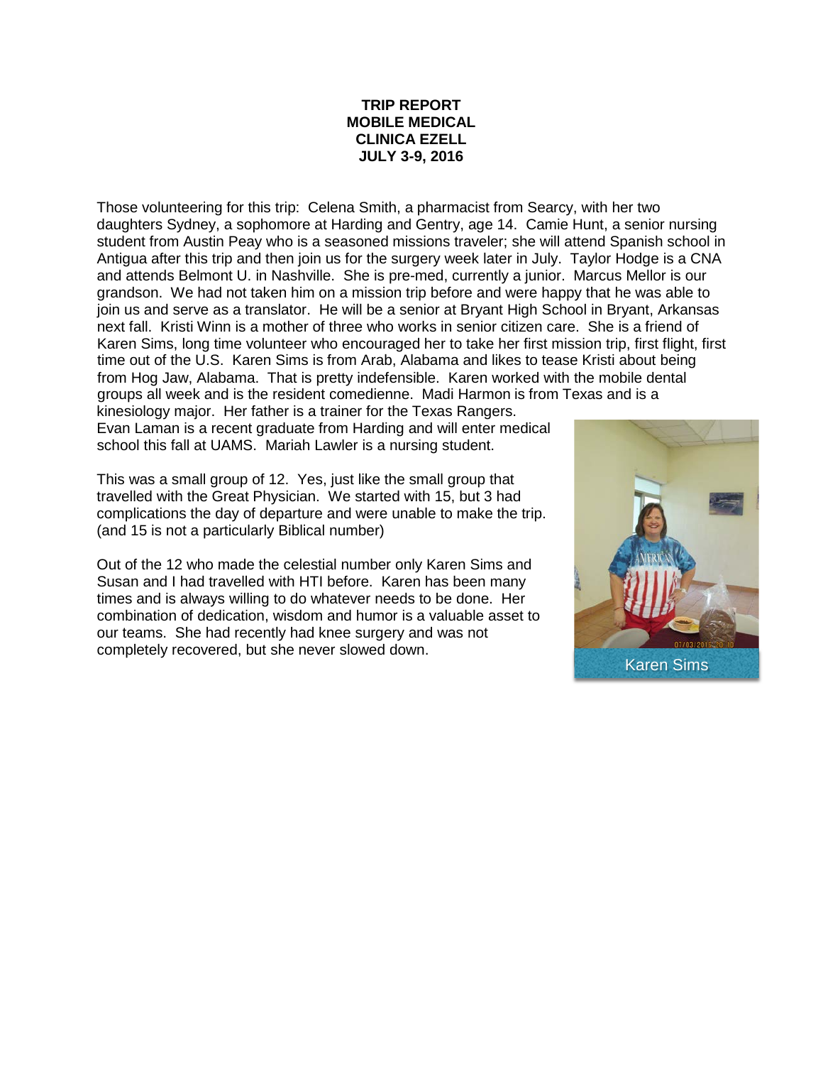**TRIP REPORT**
**MOBILE MEDICAL**
**CLINICA EZELL**
**JULY 3-9, 2016**

Those volunteering for this trip: Celena Smith, a pharmacist from Searcy, with her two daughters Sydney, a sophomore at Harding and Gentry, age 14. Camie Hunt, a senior nursing student from Austin Peay who is a seasoned missions traveler; she will attend Spanish school in Antigua after this trip and then join us for the surgery week later in July. Taylor Hodge is a CNA and attends Belmont U. in Nashville. She is pre-med, currently a junior. Marcus Mellor is our grandson. We had not taken him on a mission trip before and were happy that he was able to join us and serve as a translator. He will be a senior at Bryant High School in Bryant, Arkansas next fall. Kristi Winn is a mother of three who works in senior citizen care. She is a friend of Karen Sims, long time volunteer who encouraged her to take her first mission trip, first flight, first time out of the U.S. Karen Sims is from Arab, Alabama and likes to tease Kristi about being from Hog Jaw, Alabama. That is pretty indefensible. Karen worked with the mobile dental groups all week and is the resident comedienne. Madi Harmon is from Texas and is a kinesiology major. Her father is a trainer for the Texas Rangers. Evan Laman is a recent graduate from Harding and will enter medical school this fall at UAMS. Mariah Lawler is a nursing student.

This was a small group of 12. Yes, just like the small group that travelled with the Great Physician. We started with 15, but 3 had complications the day of departure and were unable to make the trip. (and 15 is not a particularly Biblical number)

Out of the 12 who made the celestial number only Karen Sims and Susan and I had travelled with HTI before. Karen has been many times and is always willing to do whatever needs to be done. Her combination of dedication, wisdom and humor is a valuable asset to our teams. She had recently had knee surgery and was not completely recovered, but she never slowed down.

Karen Sims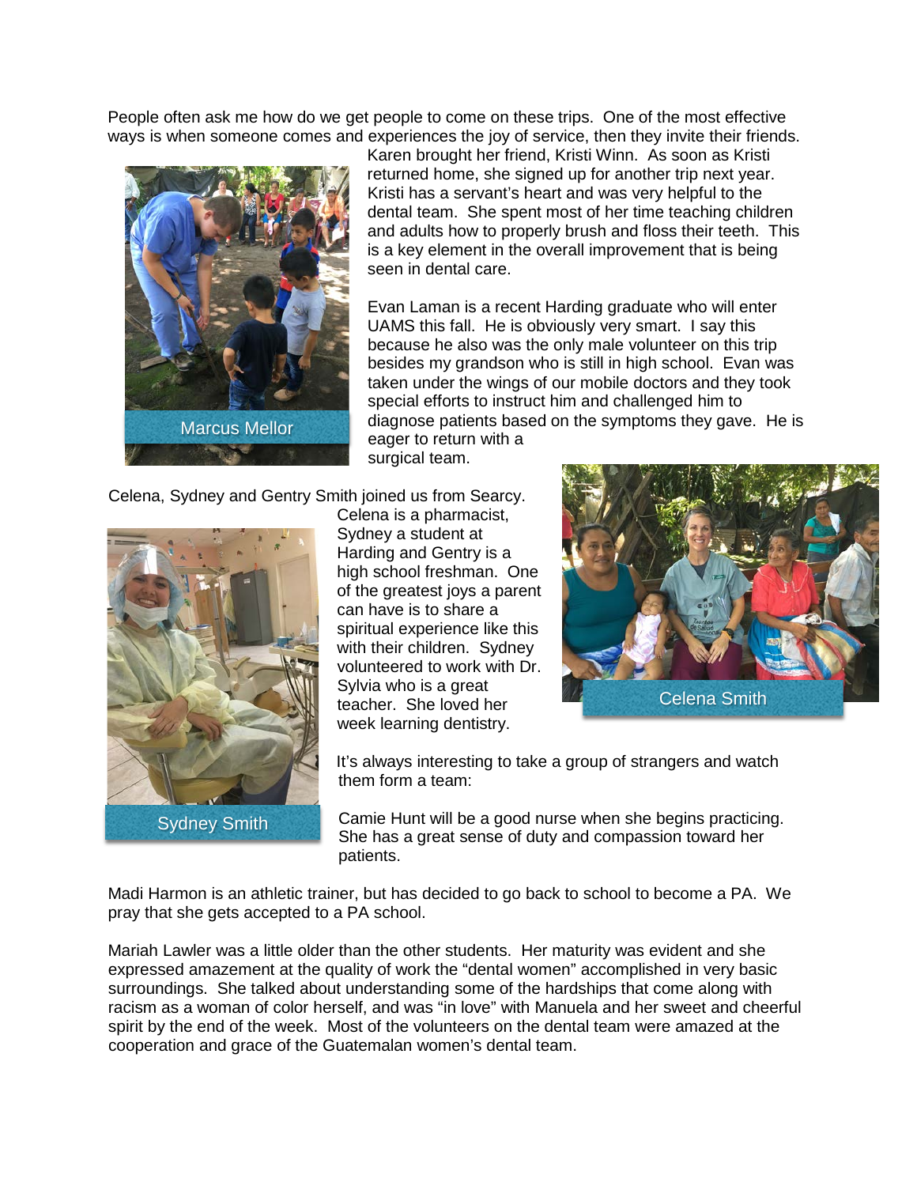People often ask me how do we get people to come on these trips. One of the most effective ways is when someone comes and experiences the joy of service, then they invite their friends. Karen brought her friend, Kristi Winn. As soon as Kristi returned home, she signed up for another trip next year. Kristi has a servant's heart and was very helpful to the dental team. She spent most of her time teaching children and adults how to properly brush and floss their teeth. This is a key element in the overall improvement that is being seen in dental care.

Marcus Mellor

Evan Laman is a recent Harding graduate who will enter UAMS this fall. He is obviously very smart. I say this because he also was the only male volunteer on this trip besides my grandson who is still in high school. Evan was taken under the wings of our mobile doctors and they took special efforts to instruct him and challenged him to diagnose patients based on the symptoms they gave. He is eager to return with a surgical team.

Celena, Sydney and Gentry Smith joined us from Searcy. Celena is a pharmacist, Sydney a student at Harding and Gentry is a high school freshman. One of the greatest joys a parent can have is to share a spiritual experience like this with their children. Sydney volunteered to work with Dr. Sylvia who is a great teacher. She loved her week learning dentistry.

Sydney Smith

Celena Smith

It's always interesting to take a group of strangers and watch them form a team:

Camie Hunt will be a good nurse when she begins practicing. She has a great sense of duty and compassion toward her patients.

Madi Harmon is an athletic trainer, but has decided to go back to school to become a PA. We pray that she gets accepted to a PA school.

Mariah Lawler was a little older than the other students. Her maturity was evident and she expressed amazement at the quality of work the "dental women" accomplished in very basic surroundings. She talked about understanding some of the hardships that come along with racism as a woman of color herself, and was "in love" with Manuela and her sweet and cheerful spirit by the end of the week. Most of the volunteers on the dental team were amazed at the cooperation and grace of the Guatemalan women's dental team.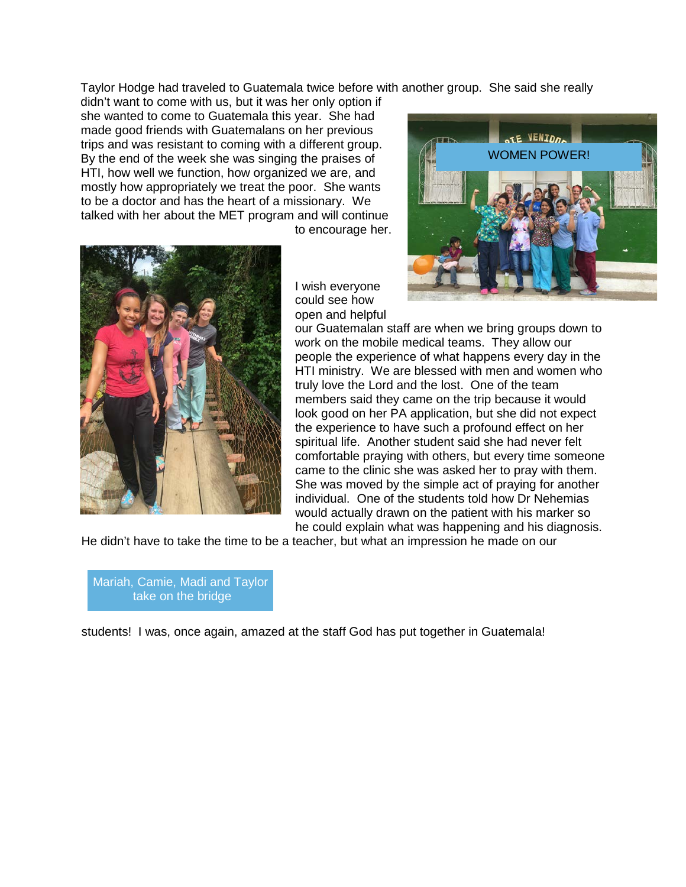Taylor Hodge had traveled to Guatemala twice before with another group. She said she really didn't want to come with us, but it was her only option if she wanted to come to Guatemala this year. She had made good friends with Guatemalans on her previous trips and was resistant to coming with a different group. By the end of the week she was singing the praises of HTI, how well we function, how organized we are, and mostly how appropriately we treat the poor. She wants to be a doctor and has the heart of a missionary. We talked with her about the MET program and will continue to encourage her.

WOMEN POWER!

I wish everyone could see how open and helpful our Guatemalan staff are when we bring groups down to work on the mobile medical teams. They allow our people the experience of what happens every day in the HTI ministry. We are blessed with men and women who truly love the Lord and the lost. One of the team members said they came on the trip because it would look good on her PA application, but she did not expect the experience to have such a profound effect on her spiritual life. Another student said she had never felt comfortable praying with others, but every time someone came to the clinic she was asked her to pray with them. She was moved by the simple act of praying for another individual. One of the students told how Dr Nehemias would actually drawn on the patient with his marker so he could explain what was happening and his diagnosis. He didn't have to take the time to be a teacher, but what an impression he made on our students! I was, once again, amazed at the staff God has put together in Guatemala!

Mariah, Camie, Madi and Taylor take on the bridge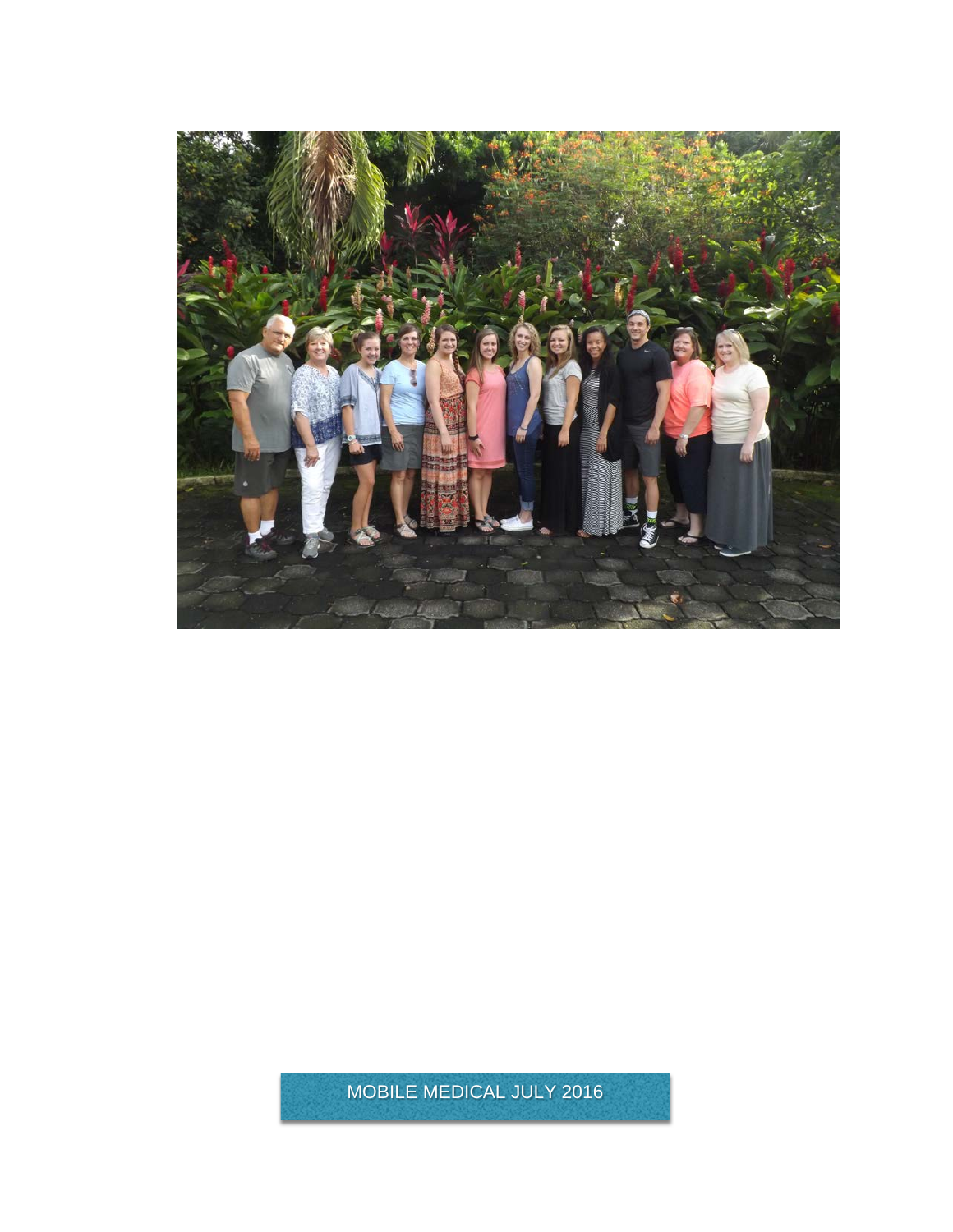MOBILE MEDICAL JULY 2016